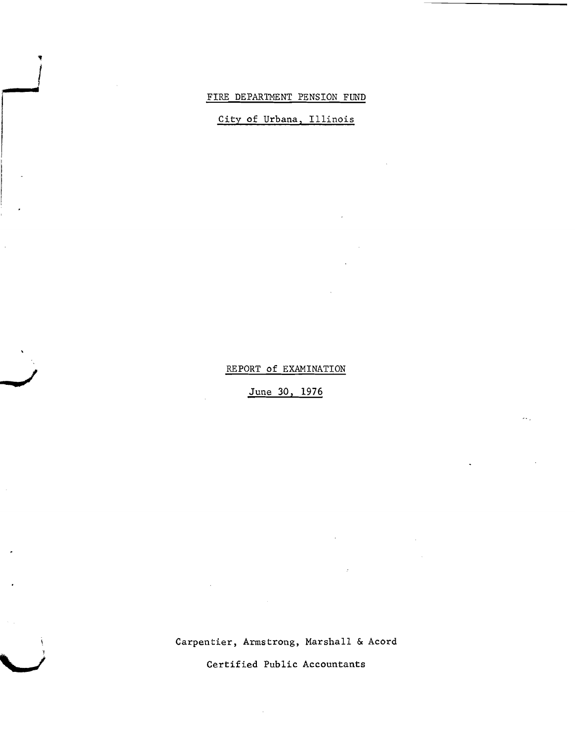FIRE DEPARTMENT PENSION FUND

City of Urbana, Illinois

REPORT of EXAMINATION

June 30, 1976

Carpentier, Armstrong, Marshall & Acord

Certified Public Accountants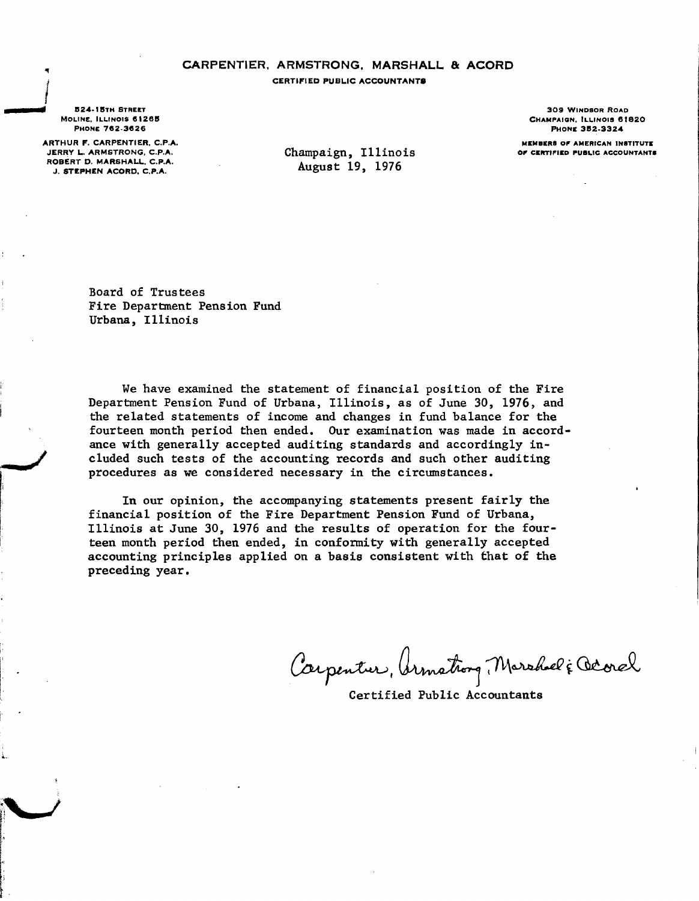# CARPENTIER, ARMSTRONG, MARSHALL & ACORD

**CERTIFIED PUBLIC ACCOUNTANTS**

524-15TH STREET
MOLINE, ILLINOIS 61265
PHONE 762-3626

ARTHUR F. CARPENTIER, C.P.A.
JERRY L. ARMSTRONG, C.P.A.
ROBERT D. MARSHALL, C.P.A.
J. STEPHEN ACORD, C.P.A.

309 WINDSOR ROAD
CHAMPAIGN, ILLINOIS 61820
PHONE 352-3324

MEMBERS OF AMERICAN INSTITUTE OF CERTIFIED PUBLIC ACCOUNTANTS

Champaign, Illinois
August 19, 1976

Board of Trustees
Fire Department Pension Fund
Urbana, Illinois

We have examined the statement of financial position of the Fire Department Pension Fund of Urbana, Illinois, as of June 30, 1976, and the related statements of income and changes in fund balance for the fourteen month period then ended. Our examination was made in accordance with generally accepted auditing standards and accordingly included such tests of the accounting records and such other auditing procedures as we considered necessary in the circumstances.

In our opinion, the accompanying statements present fairly the financial position of the Fire Department Pension Fund of Urbana, Illinois at June 30, 1976 and the results of operation for the fourteen month period then ended, in conformity with generally accepted accounting principles applied on a basis consistent with that of the preceding year.

Carpentier, Armstrong, Marshall & Acord
Certified Public Accountants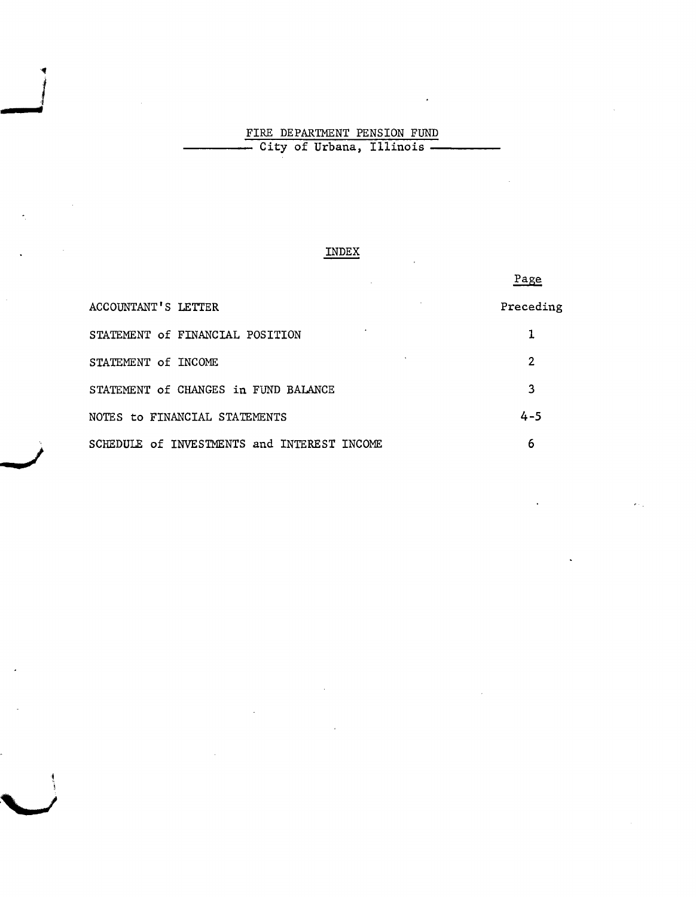# FIRE DEPARTMENT PENSION FUND

## City of Urbana, Illinois

### INDEX

| | Page |
|---|---|
| ACCOUNTANT'S LETTER | Preceding |
| STATEMENT of FINANCIAL POSITION | 1 |
| STATEMENT of INCOME | 2 |
| STATEMENT of CHANGES in FUND BALANCE | 3 |
| NOTES to FINANCIAL STATEMENTS | 4-5 |
| SCHEDULE of INVESTMENTS and INTEREST INCOME | 6 |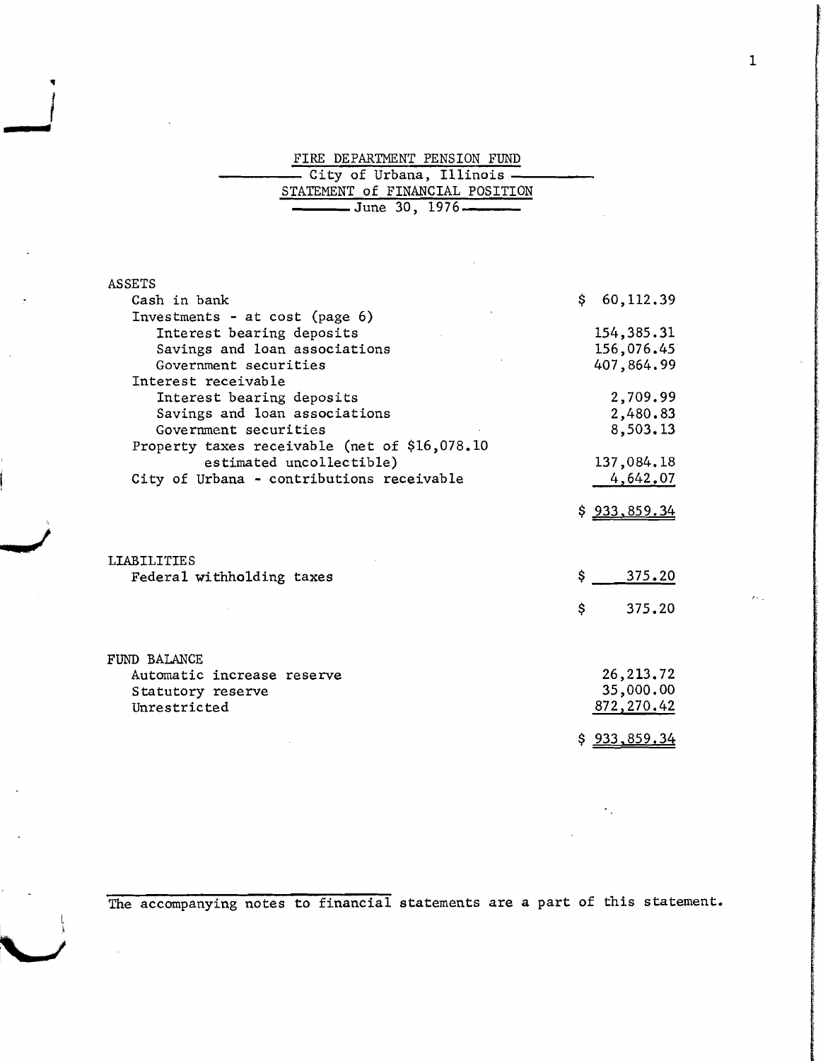# FIRE DEPARTMENT PENSION FUND

## City of Urbana, Illinois

## STATEMENT of FINANCIAL POSITION

## June 30, 1976

| | |
|---|---|
| **ASSETS** | |
| Cash in bank | $ 60,112.39 |
| Investments - at cost (page 6) | |
| Interest bearing deposits | 154,385.31 |
| Savings and loan associations | 156,076.45 |
| Government securities | 407,864.99 |
| Interest receivable | |
| Interest bearing deposits | 2,709.99 |
| Savings and loan associations | 2,480.83 |
| Government securities | 8,503.13 |
| Property taxes receivable (net of $16,078.10 estimated uncollectible) | 137,084.18 |
| City of Urbana - contributions receivable | 4,642.07 |
| | $ 933,859.34 |
| **LIABILITIES** | |
| Federal withholding taxes | $ 375.20 |
| | $ 375.20 |
| **FUND BALANCE** | |
| Automatic increase reserve | 26,213.72 |
| Statutory reserve | 35,000.00 |
| Unrestricted | 872,270.42 |
| | $ 933,859.34 |

The accompanying notes to financial statements are a part of this statement.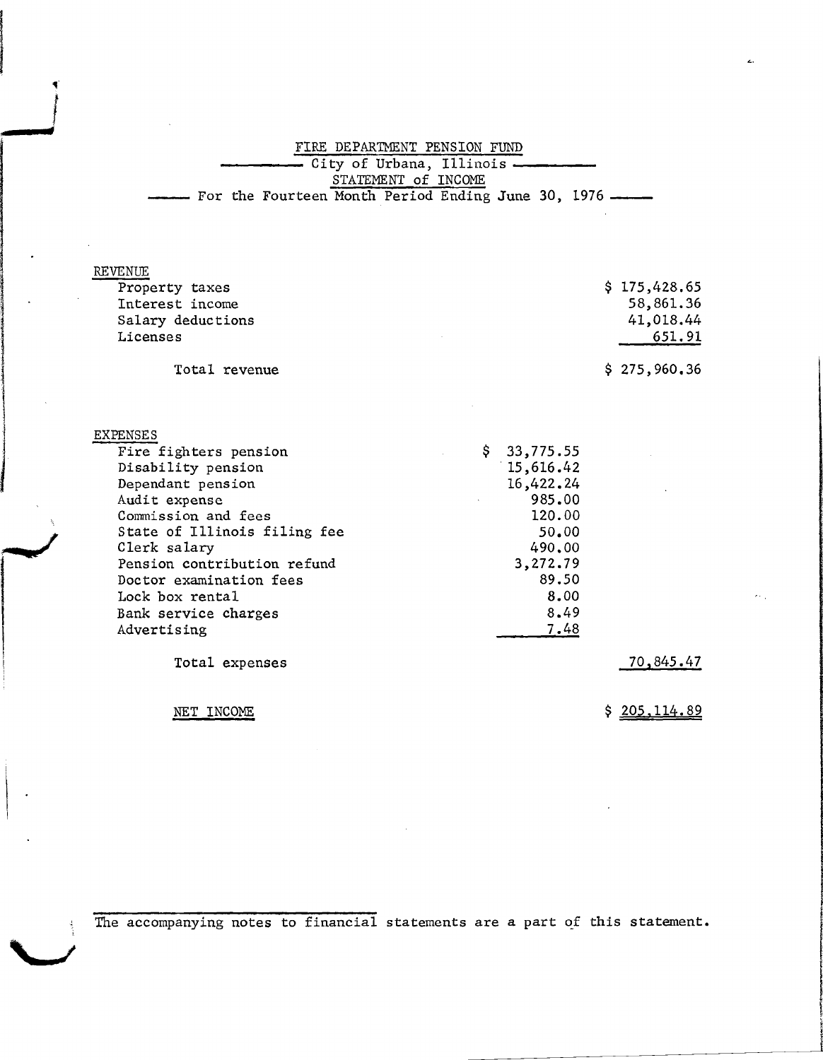# FIRE DEPARTMENT PENSION FUND

## City of Urbana, Illinois

## STATEMENT of INCOME

### For the Fourteen Month Period Ending June 30, 1976

| | | |
|---|---|---|
| **REVENUE** | | |
| Property taxes | | $ 175,428.65 |
| Interest income | | 58,861.36 |
| Salary deductions | | 41,018.44 |
| Licenses | | 651.91 |
| Total revenue | | $ 275,960.36 |
| **EXPENSES** | | |
| Fire fighters pension | $ 33,775.55 | |
| Disability pension | 15,616.42 | |
| Dependant pension | 16,422.24 | |
| Audit expense | 985.00 | |
| Commission and fees | 120.00 | |
| State of Illinois filing fee | 50.00 | |
| Clerk salary | 490.00 | |
| Pension contribution refund | 3,272.79 | |
| Doctor examination fees | 89.50 | |
| Lock box rental | 8.00 | |
| Bank service charges | 8.49 | |
| Advertising | 7.48 | |
| Total expenses | | 70,845.47 |
| NET INCOME | | $ 205,114.89 |

The accompanying notes to financial statements are a part of this statement.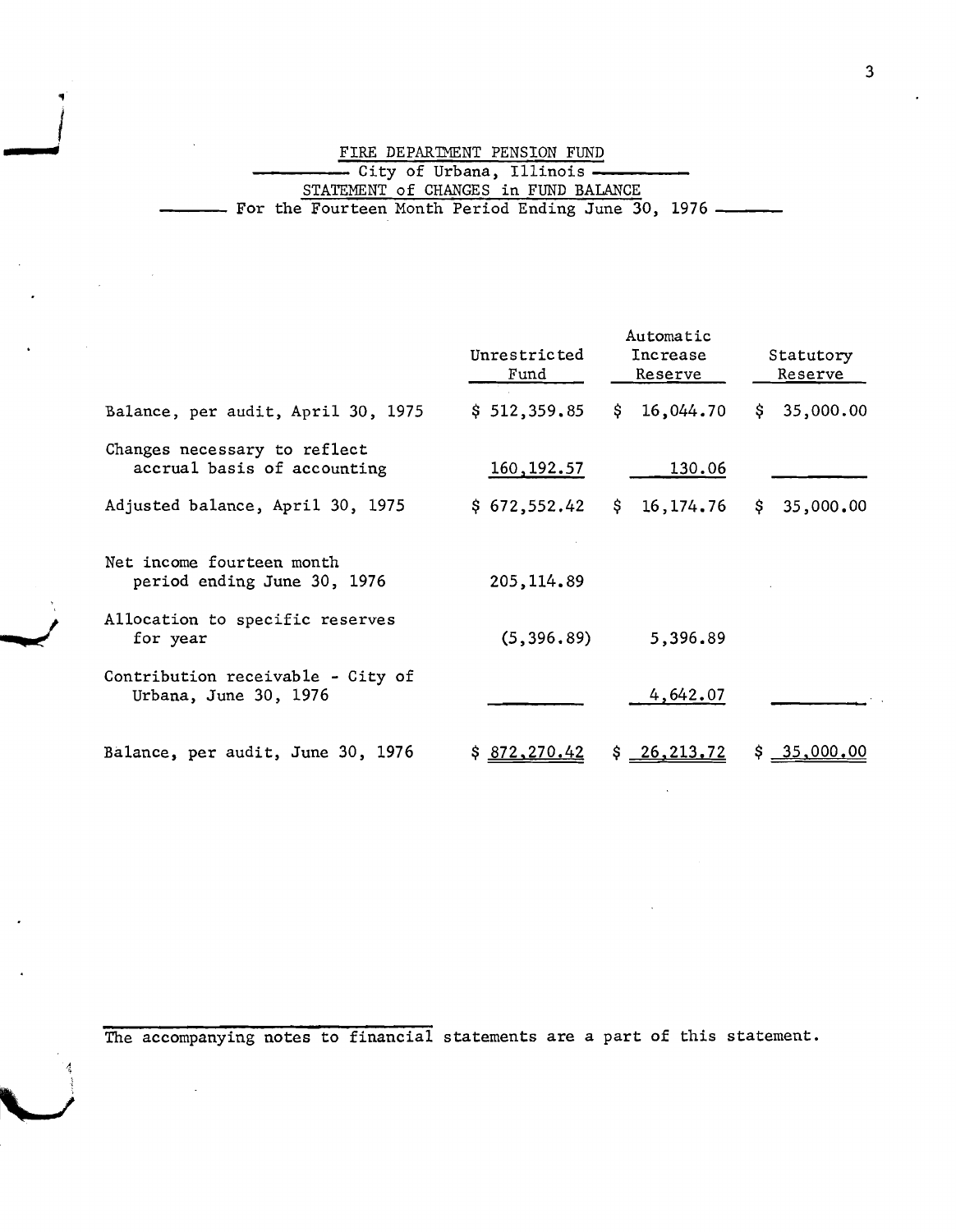FIRE DEPARTMENT PENSION FUND

City of Urbana, Illinois

STATEMENT of CHANGES in FUND BALANCE

For the Fourteen Month Period Ending June 30, 1976

| | Unrestricted Fund | Automatic Increase Reserve | Statutory Reserve |
|---|---|---|---|
| Balance, per audit, April 30, 1975 | $ 512,359.85 | $ 16,044.70 | $ 35,000.00 |
| Changes necessary to reflect accrual basis of accounting | 160,192.57 | 130.06 | |
| Adjusted balance, April 30, 1975 | $ 672,552.42 | $ 16,174.76 | $ 35,000.00 |
| Net income fourteen month period ending June 30, 1976 | 205,114.89 | | |
| Allocation to specific reserves for year | (5,396.89) | 5,396.89 | |
| Contribution receivable - City of Urbana, June 30, 1976 | | 4,642.07 | |
| Balance, per audit, June 30, 1976 | $ 872,270.42 | $ 26,213.72 | $ 35,000.00 |

The accompanying notes to financial statements are a part of this statement.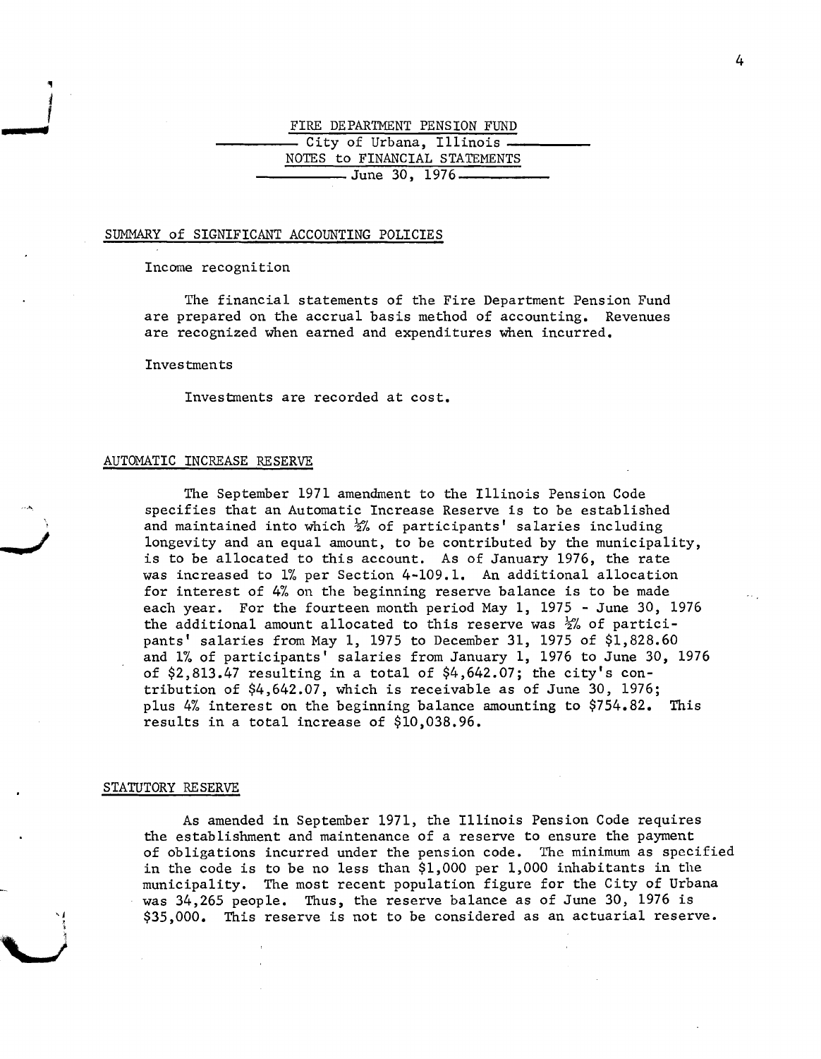FIRE DEPARTMENT PENSION FUND
City of Urbana, Illinois
NOTES to FINANCIAL STATEMENTS
June 30, 1976

## SUMMARY of SIGNIFICANT ACCOUNTING POLICIES

Income recognition

The financial statements of the Fire Department Pension Fund are prepared on the accrual basis method of accounting. Revenues are recognized when earned and expenditures when incurred.

Investments

Investments are recorded at cost.

## AUTOMATIC INCREASE RESERVE

The September 1971 amendment to the Illinois Pension Code specifies that an Automatic Increase Reserve is to be established and maintained into which ½% of participants' salaries including longevity and an equal amount, to be contributed by the municipality, is to be allocated to this account. As of January 1976, the rate was increased to 1% per Section 4-109.1. An additional allocation for interest of 4% on the beginning reserve balance is to be made each year. For the fourteen month period May 1, 1975 - June 30, 1976 the additional amount allocated to this reserve was ½% of participants' salaries from May 1, 1975 to December 31, 1975 of $1,828.60 and 1% of participants' salaries from January 1, 1976 to June 30, 1976 of $2,813.47 resulting in a total of $4,642.07; the city's contribution of $4,642.07, which is receivable as of June 30, 1976; plus 4% interest on the beginning balance amounting to $754.82. This results in a total increase of $10,038.96.

## STATUTORY RESERVE

As amended in September 1971, the Illinois Pension Code requires the establishment and maintenance of a reserve to ensure the payment of obligations incurred under the pension code. The minimum as specified in the code is to be no less than $1,000 per 1,000 inhabitants in the municipality. The most recent population figure for the City of Urbana was 34,265 people. Thus, the reserve balance as of June 30, 1976 is $35,000. This reserve is not to be considered as an actuarial reserve.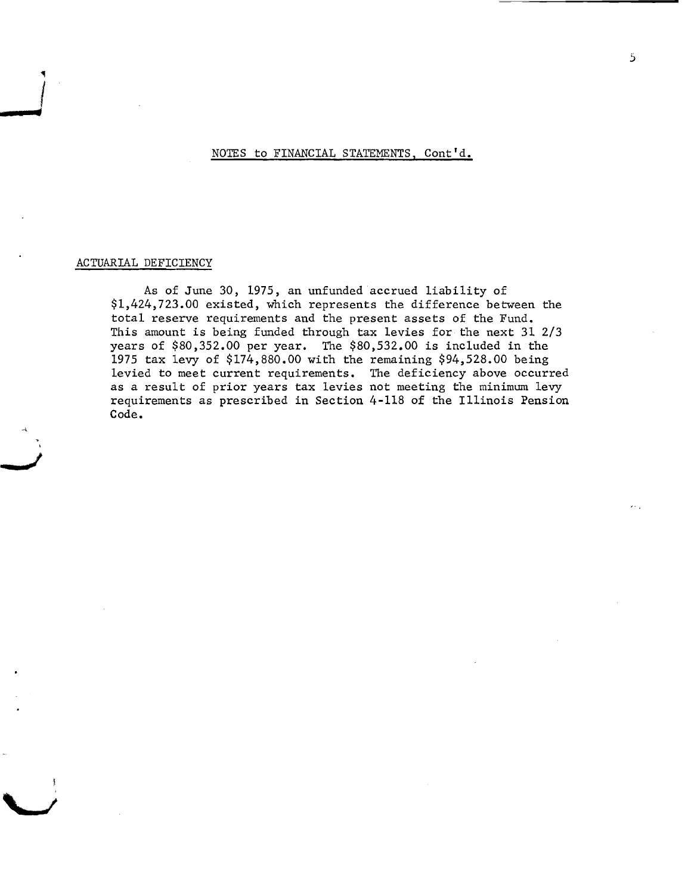NOTES to FINANCIAL STATEMENTS, Cont'd.

ACTUARIAL DEFICIENCY

As of June 30, 1975, an unfunded accrued liability of $1,424,723.00 existed, which represents the difference between the total reserve requirements and the present assets of the Fund. This amount is being funded through tax levies for the next 31 2/3 years of $80,352.00 per year. The $80,532.00 is included in the 1975 tax levy of $174,880.00 with the remaining $94,528.00 being levied to meet current requirements. The deficiency above occurred as a result of prior years tax levies not meeting the minimum levy requirements as prescribed in Section 4-118 of the Illinois Pension Code.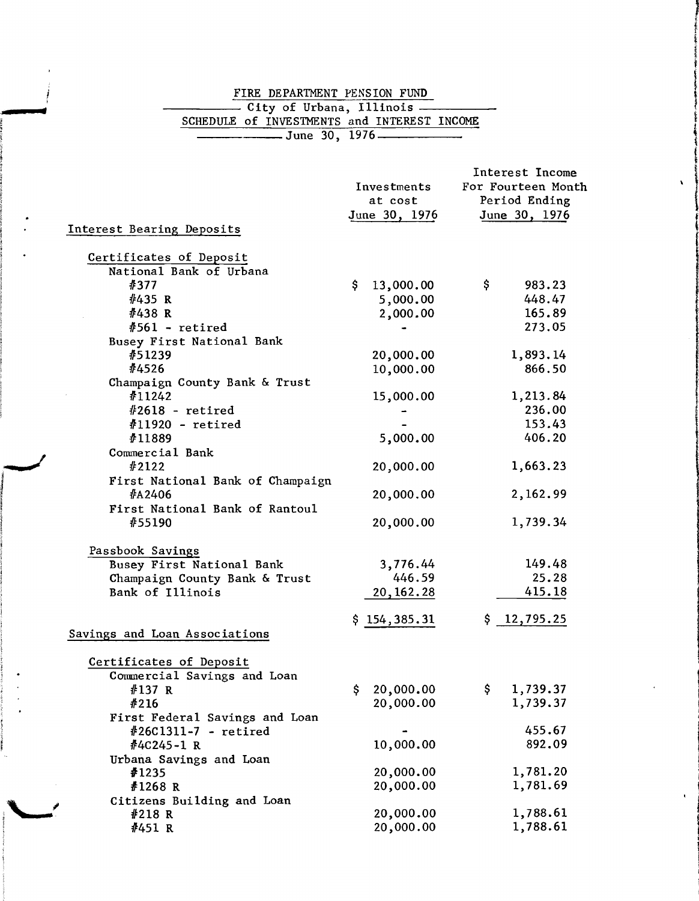# FIRE DEPARTMENT PENSION FUND

## City of Urbana, Illinois

## SCHEDULE of INVESTMENTS and INTEREST INCOME

### June 30, 1976

| | Investments at cost June 30, 1976 | Interest Income For Fourteen Month Period Ending June 30, 1976 |
|---|---|---|
| **Interest Bearing Deposits** | | |
| Certificates of Deposit | | |
| National Bank of Urbana | | |
| #377 | $ 13,000.00 | $ 983.23 |
| #435 R | 5,000.00 | 448.47 |
| #438 R | 2,000.00 | 165.89 |
| #561 - retired | - | 273.05 |
| Busey First National Bank | | |
| #51239 | 20,000.00 | 1,893.14 |
| #4526 | 10,000.00 | 866.50 |
| Champaign County Bank & Trust | | |
| #11242 | 15,000.00 | 1,213.84 |
| #2618 - retired | - | 236.00 |
| #11920 - retired | - | 153.43 |
| #11889 | 5,000.00 | 406.20 |
| Commercial Bank | | |
| #2122 | 20,000.00 | 1,663.23 |
| First National Bank of Champaign | | |
| #A2406 | 20,000.00 | 2,162.99 |
| First National Bank of Rantoul | | |
| #55190 | 20,000.00 | 1,739.34 |
| Passbook Savings | | |
| Busey First National Bank | 3,776.44 | 149.48 |
| Champaign County Bank & Trust | 446.59 | 25.28 |
| Bank of Illinois | 20,162.28 | 415.18 |
| | $ 154,385.31 | $ 12,795.25 |
| **Savings and Loan Associations** | | |
| Certificates of Deposit | | |
| Commercial Savings and Loan | | |
| #137 R | $ 20,000.00 | $ 1,739.37 |
| #216 | 20,000.00 | 1,739.37 |
| First Federal Savings and Loan | | |
| #26C1311-7 - retired | - | 455.67 |
| #4C245-1 R | 10,000.00 | 892.09 |
| Urbana Savings and Loan | | |
| #1235 | 20,000.00 | 1,781.20 |
| #1268 R | 20,000.00 | 1,781.69 |
| Citizens Building and Loan | | |
| #218 R | 20,000.00 | 1,788.61 |
| #451 R | 20,000.00 | 1,788.61 |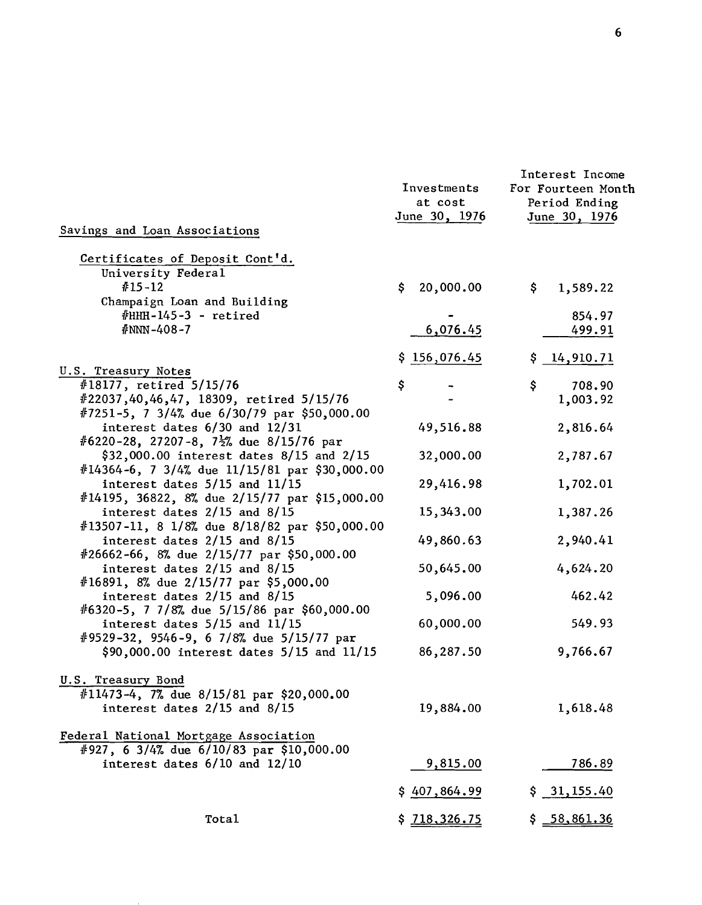| | Investments at cost June 30, 1976 | Interest Income For Fourteen Month Period Ending June 30, 1976 |
|---|---|---|
| Savings and Loan Associations | | |
| Certificates of Deposit Cont'd. | | |
| University Federal #15-12 | $ 20,000.00 | $ 1,589.22 |
| Champaign Loan and Building #HHH-145-3 - retired | - | 854.97 |
| #NNN-408-7 | 6,076.45 | 499.91 |
| | $ 156,076.45 | $ 14,910.71 |
| U.S. Treasury Notes | | |
| #18177, retired 5/15/76 | $ - | $ 708.90 |
| #22037,40,46,47, 18309, retired 5/15/76 | - | 1,003.92 |
| #7251-5, 7 3/4% due 6/30/79 par $50,000.00 interest dates 6/30 and 12/31 | 49,516.88 | 2,816.64 |
| #6220-28, 27207-8, 7½% due 8/15/76 par $32,000.00 interest dates 8/15 and 2/15 | 32,000.00 | 2,787.67 |
| #14364-6, 7 3/4% due 11/15/81 par $30,000.00 interest dates 5/15 and 11/15 | 29,416.98 | 1,702.01 |
| #14195, 36822, 8% due 2/15/77 par $15,000.00 interest dates 2/15 and 8/15 | 15,343.00 | 1,387.26 |
| #13507-11, 8 1/8% due 8/18/82 par $50,000.00 interest dates 2/15 and 8/15 | 49,860.63 | 2,940.41 |
| #26662-66, 8% due 2/15/77 par $50,000.00 interest dates 2/15 and 8/15 | 50,645.00 | 4,624.20 |
| #16891, 8% due 2/15/77 par $5,000.00 interest dates 2/15 and 8/15 | 5,096.00 | 462.42 |
| #6320-5, 7 7/8% due 5/15/86 par $60,000.00 interest dates 5/15 and 11/15 | 60,000.00 | 549.93 |
| #9529-32, 9546-9, 6 7/8% due 5/15/77 par $90,000.00 interest dates 5/15 and 11/15 | 86,287.50 | 9,766.67 |
| U.S. Treasury Bond | | |
| #11473-4, 7% due 8/15/81 par $20,000.00 interest dates 2/15 and 8/15 | 19,884.00 | 1,618.48 |
| Federal National Mortgage Association | | |
| #927, 6 3/4% due 6/10/83 par $10,000.00 interest dates 6/10 and 12/10 | 9,815.00 | 786.89 |
| | $ 407,864.99 | $ 31,155.40 |
| Total | $ 718,326.75 | $ 58,861.36 |